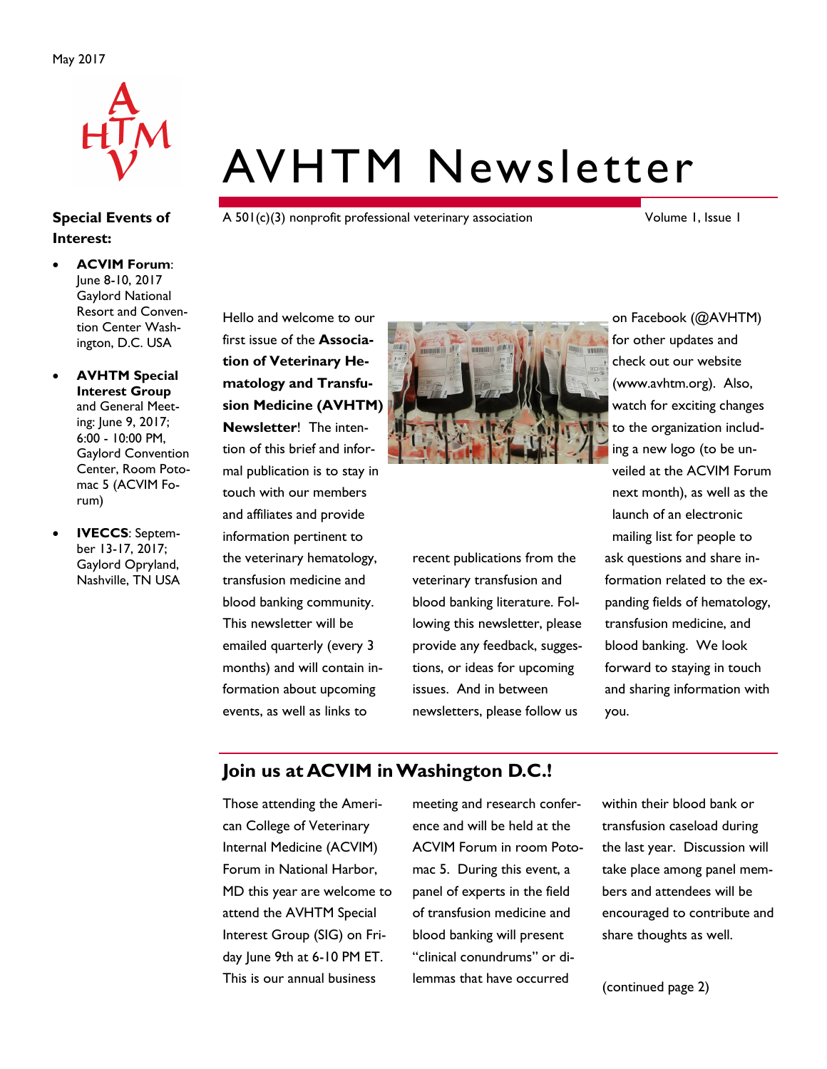May 2017

# AVHTM Newsletter

A 501(c)(3) nonprofit professional veterinary association

Volume 1, Issue 1

**Special Events of Interest:**

- **ACVIM Forum**: June 8-10, 2017 Gaylord National Resort and Convention Center Washington, D.C. USA
- **AVHTM Special Interest Group** and General Meeting: June 9, 2017; 6:00 - 10:00 PM, Gaylord Convention Center, Room Potomac 5 (ACVIM Forum)
- **IVECCS**: September 13-17, 2017; Gaylord Opryland, Nashville, TN USA

Hello and welcome to our first issue of the **Association of Veterinary Hematology and Transfusion Medicine (AVHTM) Newsletter**! The intention of this brief and informal publication is to stay in touch with our members and affiliates and provide information pertinent to the veterinary hematology, transfusion medicine and blood banking community. This newsletter will be emailed quarterly (every 3 months) and will contain information about upcoming events, as well as links to recent publications from the veterinary transfusion and blood banking literature. Following this newsletter, please provide any feedback, suggestions, or ideas for upcoming issues. And in between newsletters, please follow us on Facebook (@AVHTM) for other updates and check out our website (www.avhtm.org). Also, watch for exciting changes to the organization including a new logo (to be unveiled at the ACVIM Forum next month), as well as the launch of an electronic mailing list for people to ask questions and share information related to the expanding fields of hematology, transfusion medicine, and blood banking. We look forward to staying in touch and sharing information with you.

## Join us at ACVIM in Washington D.C.!

Those attending the American College of Veterinary Internal Medicine (ACVIM) Forum in National Harbor, MD this year are welcome to attend the AVHTM Special Interest Group (SIG) on Friday June 9th at 6-10 PM ET. This is our annual business meeting and research conference and will be held at the ACVIM Forum in room Potomac 5. During this event, a panel of experts in the field of transfusion medicine and blood banking will present "clinical conundrums" or dilemmas that have occurred within their blood bank or transfusion caseload during the last year. Discussion will take place among panel members and attendees will be encouraged to contribute and share thoughts as well.

(continued page 2)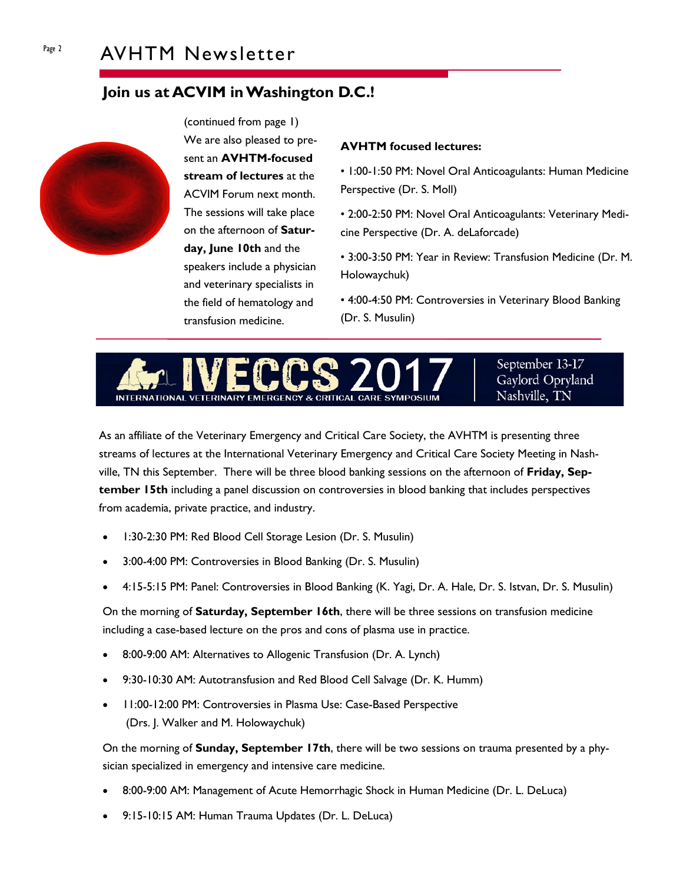## Join us at ACVIM in Washington D.C.!

(continued from page 1) We are also pleased to present an **AVHTM-focused stream of lectures** at the ACVIM Forum next month. The sessions will take place on the afternoon of **Saturday, June 10th** and the speakers include a physician and veterinary specialists in the field of hematology and transfusion medicine.

**AVHTM focused lectures:**

- 1:00-1:50 PM: Novel Oral Anticoagulants: Human Medicine Perspective (Dr. S. Moll)
- 2:00-2:50 PM: Novel Oral Anticoagulants: Veterinary Medicine Perspective (Dr. A. deLaforcade)
- 3:00-3:50 PM: Year in Review: Transfusion Medicine (Dr. M. Holowaychuk)
- 4:00-4:50 PM: Controversies in Veterinary Blood Banking (Dr. S. Musulin)

## IVECCS 2017

INTERNATIONAL VETERINARY EMERGENCY & CRITICAL CARE SYMPOSIUM

September 13-17
Gaylord Opryland
Nashville, TN

As an affiliate of the Veterinary Emergency and Critical Care Society, the AVHTM is presenting three streams of lectures at the International Veterinary Emergency and Critical Care Society Meeting in Nashville, TN this September. There will be three blood banking sessions on the afternoon of **Friday, September 15th** including a panel discussion on controversies in blood banking that includes perspectives from academia, private practice, and industry.

- 1:30-2:30 PM: Red Blood Cell Storage Lesion (Dr. S. Musulin)
- 3:00-4:00 PM: Controversies in Blood Banking (Dr. S. Musulin)
- 4:15-5:15 PM: Panel: Controversies in Blood Banking (K. Yagi, Dr. A. Hale, Dr. S. Istvan, Dr. S. Musulin)

On the morning of **Saturday, September 16th**, there will be three sessions on transfusion medicine including a case-based lecture on the pros and cons of plasma use in practice.

- 8:00-9:00 AM: Alternatives to Allogenic Transfusion (Dr. A. Lynch)
- 9:30-10:30 AM: Autotransfusion and Red Blood Cell Salvage (Dr. K. Humm)
- 11:00-12:00 PM: Controversies in Plasma Use: Case-Based Perspective (Drs. J. Walker and M. Holowaychuk)

On the morning of **Sunday, September 17th**, there will be two sessions on trauma presented by a physician specialized in emergency and intensive care medicine.

- 8:00-9:00 AM: Management of Acute Hemorrhagic Shock in Human Medicine (Dr. L. DeLuca)
- 9:15-10:15 AM: Human Trauma Updates (Dr. L. DeLuca)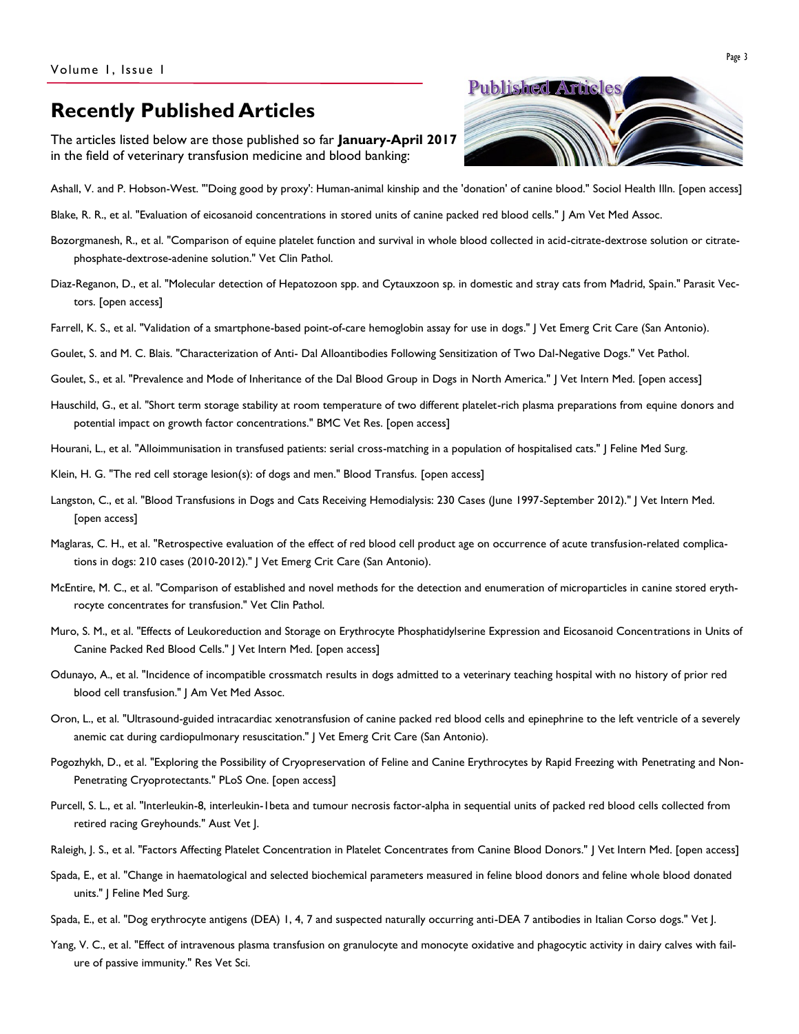## Recently Published Articles

The articles listed below are those published so far **January-April 2017** in the field of veterinary transfusion medicine and blood banking:

Ashall, V. and P. Hobson-West. "'Doing good by proxy': Human-animal kinship and the 'donation' of canine blood." Sociol Health Illn. [open access]

Blake, R. R., et al. "Evaluation of eicosanoid concentrations in stored units of canine packed red blood cells." J Am Vet Med Assoc.

Bozorgmanesh, R., et al. "Comparison of equine platelet function and survival in whole blood collected in acid-citrate-dextrose solution or citrate-phosphate-dextrose-adenine solution." Vet Clin Pathol.

Diaz-Reganon, D., et al. "Molecular detection of Hepatozoon spp. and Cytauxzoon sp. in domestic and stray cats from Madrid, Spain." Parasit Vectors. [open access]

Farrell, K. S., et al. "Validation of a smartphone-based point-of-care hemoglobin assay for use in dogs." J Vet Emerg Crit Care (San Antonio).

Goulet, S. and M. C. Blais. "Characterization of Anti- Dal Alloantibodies Following Sensitization of Two Dal-Negative Dogs." Vet Pathol.

Goulet, S., et al. "Prevalence and Mode of Inheritance of the Dal Blood Group in Dogs in North America." J Vet Intern Med. [open access]

Hauschild, G., et al. "Short term storage stability at room temperature of two different platelet-rich plasma preparations from equine donors and potential impact on growth factor concentrations." BMC Vet Res. [open access]

Hourani, L., et al. "Alloimmunisation in transfused patients: serial cross-matching in a population of hospitalised cats." J Feline Med Surg.

Klein, H. G. "The red cell storage lesion(s): of dogs and men." Blood Transfus. [open access]

Langston, C., et al. "Blood Transfusions in Dogs and Cats Receiving Hemodialysis: 230 Cases (June 1997-September 2012)." J Vet Intern Med. [open access]

Maglaras, C. H., et al. "Retrospective evaluation of the effect of red blood cell product age on occurrence of acute transfusion-related complications in dogs: 210 cases (2010-2012)." J Vet Emerg Crit Care (San Antonio).

McEntire, M. C., et al. "Comparison of established and novel methods for the detection and enumeration of microparticles in canine stored erythrocyte concentrates for transfusion." Vet Clin Pathol.

Muro, S. M., et al. "Effects of Leukoreduction and Storage on Erythrocyte Phosphatidylserine Expression and Eicosanoid Concentrations in Units of Canine Packed Red Blood Cells." J Vet Intern Med. [open access]

Odunayo, A., et al. "Incidence of incompatible crossmatch results in dogs admitted to a veterinary teaching hospital with no history of prior red blood cell transfusion." J Am Vet Med Assoc.

Oron, L., et al. "Ultrasound-guided intracardiac xenotransfusion of canine packed red blood cells and epinephrine to the left ventricle of a severely anemic cat during cardiopulmonary resuscitation." J Vet Emerg Crit Care (San Antonio).

Pogozhykh, D., et al. "Exploring the Possibility of Cryopreservation of Feline and Canine Erythrocytes by Rapid Freezing with Penetrating and Non-Penetrating Cryoprotectants." PLoS One. [open access]

Purcell, S. L., et al. "Interleukin-8, interleukin-1beta and tumour necrosis factor-alpha in sequential units of packed red blood cells collected from retired racing Greyhounds." Aust Vet J.

Raleigh, J. S., et al. "Factors Affecting Platelet Concentration in Platelet Concentrates from Canine Blood Donors." J Vet Intern Med. [open access]

Spada, E., et al. "Change in haematological and selected biochemical parameters measured in feline blood donors and feline whole blood donated units." J Feline Med Surg.

Spada, E., et al. "Dog erythrocyte antigens (DEA) 1, 4, 7 and suspected naturally occurring anti-DEA 7 antibodies in Italian Corso dogs." Vet J.

Yang, V. C., et al. "Effect of intravenous plasma transfusion on granulocyte and monocyte oxidative and phagocytic activity in dairy calves with failure of passive immunity." Res Vet Sci.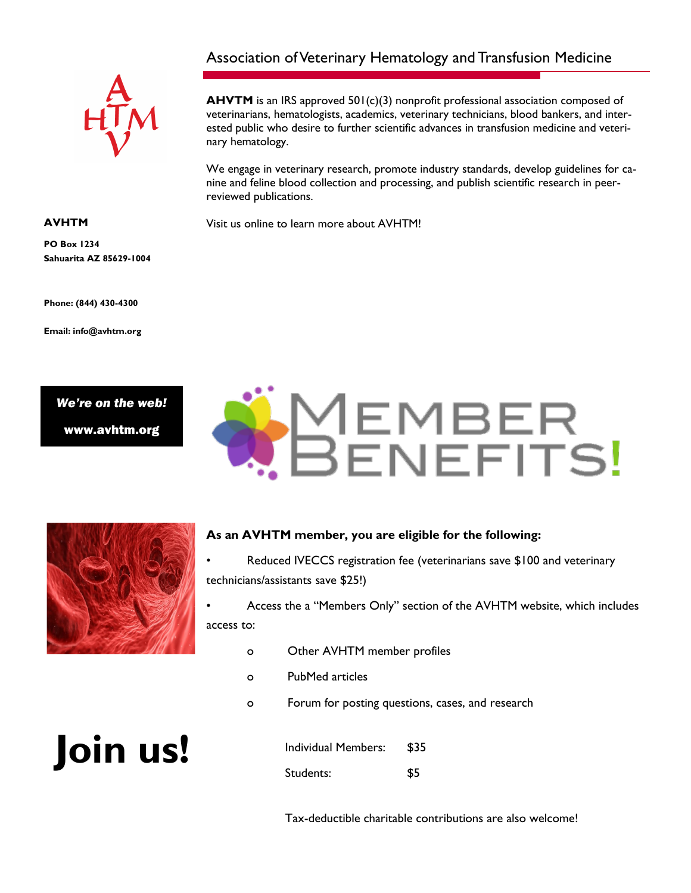## Association of Veterinary Hematology and Transfusion Medicine

**AHVTM** is an IRS approved 501(c)(3) nonprofit professional association composed of veterinarians, hematologists, academics, veterinary technicians, blood bankers, and interested public who desire to further scientific advances in transfusion medicine and veterinary hematology.

We engage in veterinary research, promote industry standards, develop guidelines for canine and feline blood collection and processing, and publish scientific research in peer-reviewed publications.

Visit us online to learn more about AVHTM!

**AVHTM**

**PO Box 1234**
**Sahuarita AZ 85629-1004**

**Phone: (844) 430-4300**

**Email: info@avhtm.org**

***We're on the web!***

**www.avhtm.org**

# MEMBER BENEFITS!

**As an AVHTM member, you are eligible for the following:**

- Reduced IVECCS registration fee (veterinarians save $100 and veterinary technicians/assistants save $25!)
- Access the a "Members Only" section of the AVHTM website, which includes access to:
  - Other AVHTM member profiles
  - PubMed articles
  - Forum for posting questions, cases, and research

# Join us!

| | |
|---|---|
| Individual Members: | $35 |
| Students: | $5 |

Tax-deductible charitable contributions are also welcome!